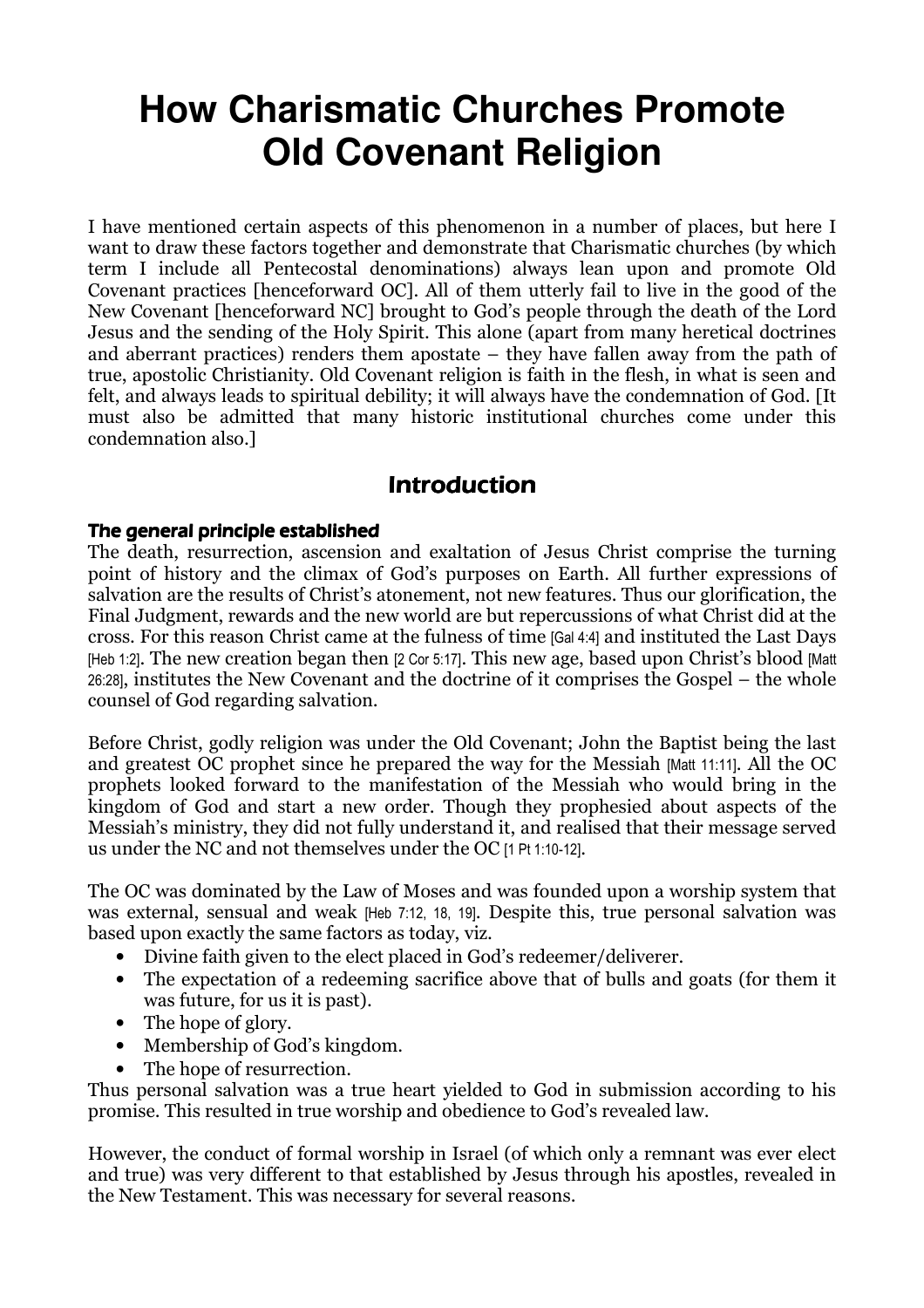# How Charismatic Churches Promote Old Covenant Religion

I have mentioned certain aspects of this phenomenon in a number of places, but here I want to draw these factors together and demonstrate that Charismatic churches (by which term I include all Pentecostal denominations) always lean upon and promote Old Covenant practices [henceforward OC]. All of them utterly fail to live in the good of the New Covenant [henceforward NC] brought to God's people through the death of the Lord Jesus and the sending of the Holy Spirit. This alone (apart from many heretical doctrines and aberrant practices) renders them apostate – they have fallen away from the path of true, apostolic Christianity. Old Covenant religion is faith in the flesh, in what is seen and felt, and always leads to spiritual debility; it will always have the condemnation of God. [It must also be admitted that many historic institutional churches come under this condemnation also.]

## Introduction

### The general principle established

The death, resurrection, ascension and exaltation of Jesus Christ comprise the turning point of history and the climax of God's purposes on Earth. All further expressions of salvation are the results of Christ's atonement, not new features. Thus our glorification, the Final Judgment, rewards and the new world are but repercussions of what Christ did at the cross. For this reason Christ came at the fulness of time [Gal 4:4] and instituted the Last Days [Heb 1:2]. The new creation began then [2 Cor 5:17]. This new age, based upon Christ's blood [Matt 26:28], institutes the New Covenant and the doctrine of it comprises the Gospel – the whole counsel of God regarding salvation.

Before Christ, godly religion was under the Old Covenant; John the Baptist being the last and greatest OC prophet since he prepared the way for the Messiah [Matt 11:11]. All the OC prophets looked forward to the manifestation of the Messiah who would bring in the kingdom of God and start a new order. Though they prophesied about aspects of the Messiah's ministry, they did not fully understand it, and realised that their message served us under the NC and not themselves under the OC [1 Pt 1:10-12].

The OC was dominated by the Law of Moses and was founded upon a worship system that was external, sensual and weak [Heb 7:12, 18, 19]. Despite this, true personal salvation was based upon exactly the same factors as today, viz.

- Divine faith given to the elect placed in God's redeemer/deliverer.
- The expectation of a redeeming sacrifice above that of bulls and goats (for them it was future, for us it is past).
- The hope of glory.
- Membership of God's kingdom.
- The hope of resurrection.

Thus personal salvation was a true heart yielded to God in submission according to his promise. This resulted in true worship and obedience to God's revealed law.

However, the conduct of formal worship in Israel (of which only a remnant was ever elect and true) was very different to that established by Jesus through his apostles, revealed in the New Testament. This was necessary for several reasons.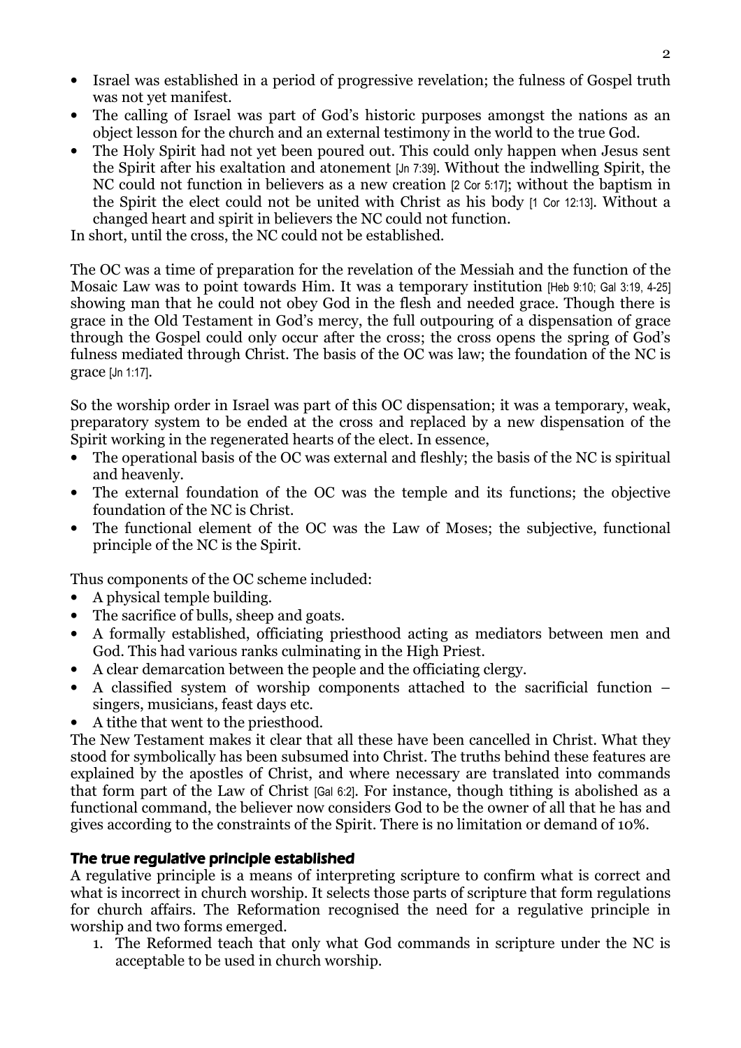- Israel was established in a period of progressive revelation; the fulness of Gospel truth was not yet manifest.
- The calling of Israel was part of God's historic purposes amongst the nations as an object lesson for the church and an external testimony in the world to the true God.
- The Holy Spirit had not yet been poured out. This could only happen when Jesus sent the Spirit after his exaltation and atonement [Jn 7:39]. Without the indwelling Spirit, the NC could not function in believers as a new creation [2 Cor 5:17]; without the baptism in the Spirit the elect could not be united with Christ as his body [1 Cor 12:13]. Without a changed heart and spirit in believers the NC could not function.

In short, until the cross, the NC could not be established.

The OC was a time of preparation for the revelation of the Messiah and the function of the Mosaic Law was to point towards Him. It was a temporary institution [Heb 9:10; Gal 3:19, 4-25] showing man that he could not obey God in the flesh and needed grace. Though there is grace in the Old Testament in God's mercy, the full outpouring of a dispensation of grace through the Gospel could only occur after the cross; the cross opens the spring of God's fulness mediated through Christ. The basis of the OC was law; the foundation of the NC is grace [Jn 1:17].

So the worship order in Israel was part of this OC dispensation; it was a temporary, weak, preparatory system to be ended at the cross and replaced by a new dispensation of the Spirit working in the regenerated hearts of the elect. In essence,

- The operational basis of the OC was external and fleshly; the basis of the NC is spiritual and heavenly.
- The external foundation of the OC was the temple and its functions; the objective foundation of the NC is Christ.
- The functional element of the OC was the Law of Moses; the subjective, functional principle of the NC is the Spirit.

Thus components of the OC scheme included:

- A physical temple building.
- The sacrifice of bulls, sheep and goats.
- A formally established, officiating priesthood acting as mediators between men and God. This had various ranks culminating in the High Priest.
- A clear demarcation between the people and the officiating clergy.
- A classified system of worship components attached to the sacrificial function – singers, musicians, feast days etc.
- A tithe that went to the priesthood.

The New Testament makes it clear that all these have been cancelled in Christ. What they stood for symbolically has been subsumed into Christ. The truths behind these features are explained by the apostles of Christ, and where necessary are translated into commands that form part of the Law of Christ [Gal 6:2]. For instance, though tithing is abolished as a functional command, the believer now considers God to be the owner of all that he has and gives according to the constraints of the Spirit. There is no limitation or demand of 10%.

## The true regulative principle established

A regulative principle is a means of interpreting scripture to confirm what is correct and what is incorrect in church worship. It selects those parts of scripture that form regulations for church affairs. The Reformation recognised the need for a regulative principle in worship and two forms emerged.

1. The Reformed teach that only what God commands in scripture under the NC is acceptable to be used in church worship.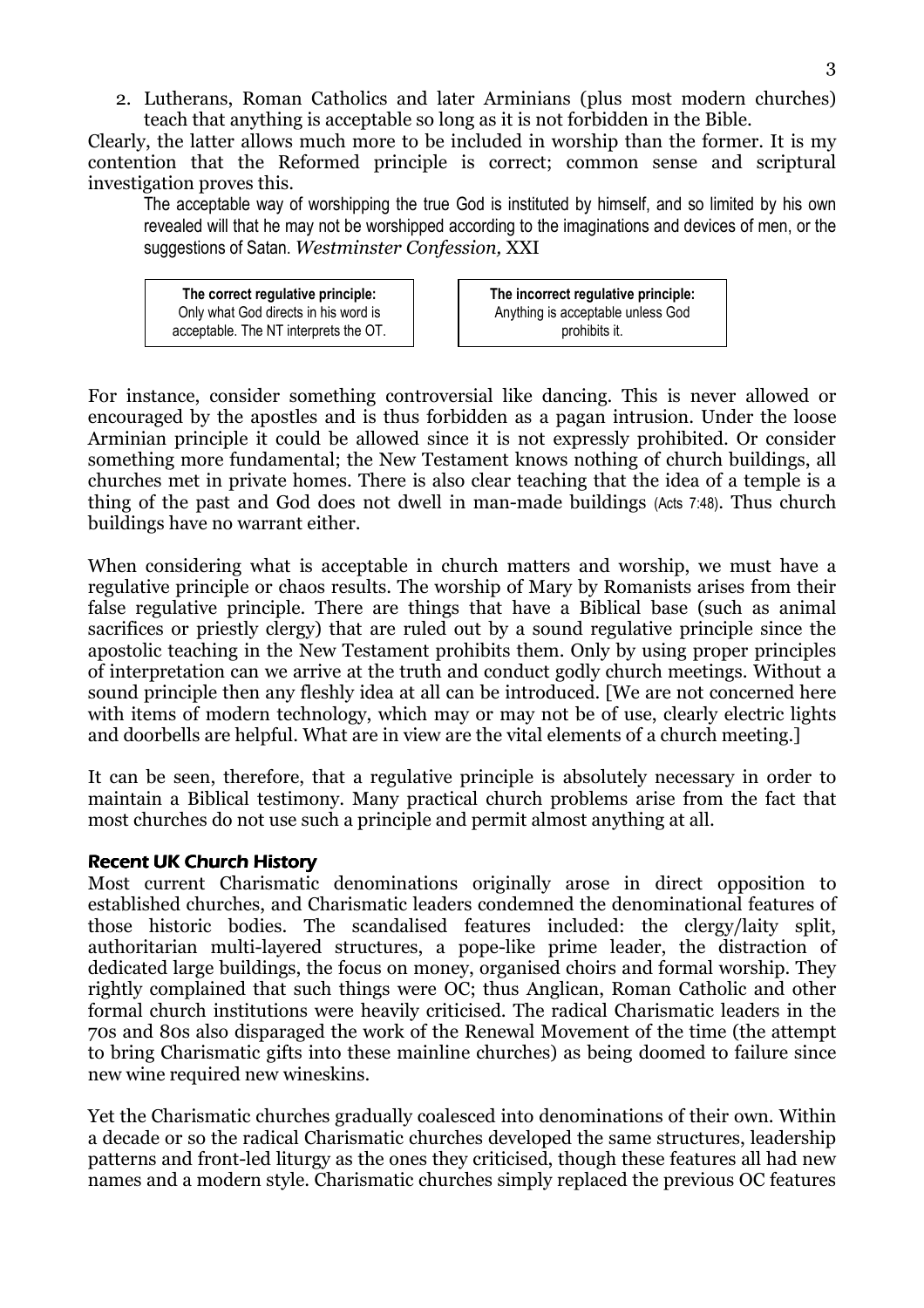2. Lutherans, Roman Catholics and later Arminians (plus most modern churches) teach that anything is acceptable so long as it is not forbidden in the Bible.

Clearly, the latter allows much more to be included in worship than the former. It is my contention that the Reformed principle is correct; common sense and scriptural investigation proves this.

> The acceptable way of worshipping the true God is instituted by himself, and so limited by his own revealed will that he may not be worshipped according to the imaginations and devices of men, or the suggestions of Satan. *Westminster Confession,* XXI

| **The correct regulative principle:** Only what God directs in his word is acceptable. The NT interprets the OT. | **The incorrect regulative principle:** Anything is acceptable unless God prohibits it. |
|---|---|

For instance, consider something controversial like dancing. This is never allowed or encouraged by the apostles and is thus forbidden as a pagan intrusion. Under the loose Arminian principle it could be allowed since it is not expressly prohibited. Or consider something more fundamental; the New Testament knows nothing of church buildings, all churches met in private homes. There is also clear teaching that the idea of a temple is a thing of the past and God does not dwell in man-made buildings (Acts 7:48). Thus church buildings have no warrant either.

When considering what is acceptable in church matters and worship, we must have a regulative principle or chaos results. The worship of Mary by Romanists arises from their false regulative principle. There are things that have a Biblical base (such as animal sacrifices or priestly clergy) that are ruled out by a sound regulative principle since the apostolic teaching in the New Testament prohibits them. Only by using proper principles of interpretation can we arrive at the truth and conduct godly church meetings. Without a sound principle then any fleshly idea at all can be introduced. [We are not concerned here with items of modern technology, which may or may not be of use, clearly electric lights and doorbells are helpful. What are in view are the vital elements of a church meeting.]

It can be seen, therefore, that a regulative principle is absolutely necessary in order to maintain a Biblical testimony. Many practical church problems arise from the fact that most churches do not use such a principle and permit almost anything at all.

### Recent UK Church History

Most current Charismatic denominations originally arose in direct opposition to established churches, and Charismatic leaders condemned the denominational features of those historic bodies. The scandalised features included: the clergy/laity split, authoritarian multi-layered structures, a pope-like prime leader, the distraction of dedicated large buildings, the focus on money, organised choirs and formal worship. They rightly complained that such things were OC; thus Anglican, Roman Catholic and other formal church institutions were heavily criticised. The radical Charismatic leaders in the 70s and 80s also disparaged the work of the Renewal Movement of the time (the attempt to bring Charismatic gifts into these mainline churches) as being doomed to failure since new wine required new wineskins.

Yet the Charismatic churches gradually coalesced into denominations of their own. Within a decade or so the radical Charismatic churches developed the same structures, leadership patterns and front-led liturgy as the ones they criticised, though these features all had new names and a modern style. Charismatic churches simply replaced the previous OC features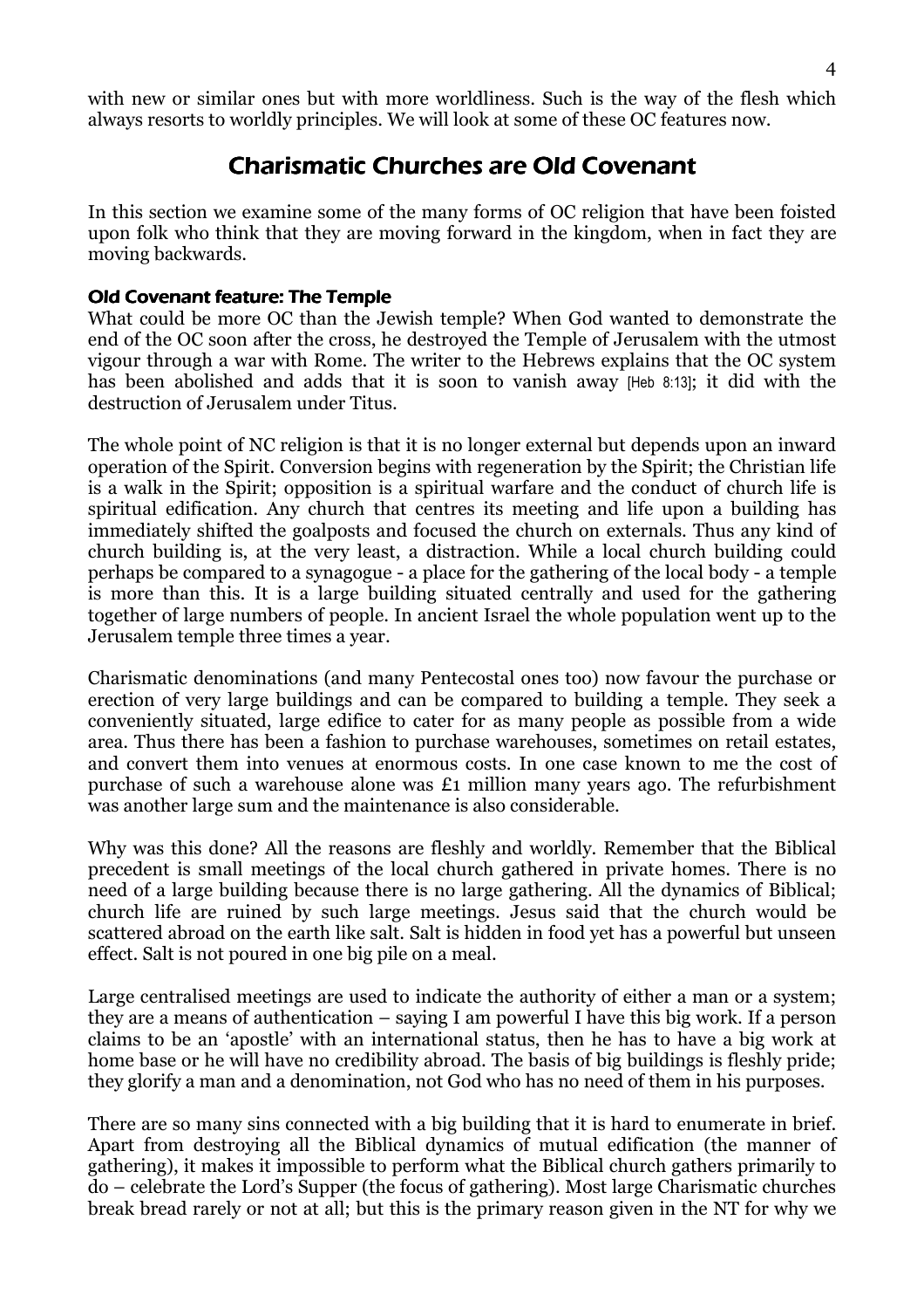with new or similar ones but with more worldliness. Such is the way of the flesh which always resorts to worldly principles. We will look at some of these OC features now.

## Charismatic Churches are Old Covenant

In this section we examine some of the many forms of OC religion that have been foisted upon folk who think that they are moving forward in the kingdom, when in fact they are moving backwards.

#### Old Covenant feature: The Temple

What could be more OC than the Jewish temple? When God wanted to demonstrate the end of the OC soon after the cross, he destroyed the Temple of Jerusalem with the utmost vigour through a war with Rome. The writer to the Hebrews explains that the OC system has been abolished and adds that it is soon to vanish away [Heb 8:13]; it did with the destruction of Jerusalem under Titus.

The whole point of NC religion is that it is no longer external but depends upon an inward operation of the Spirit. Conversion begins with regeneration by the Spirit; the Christian life is a walk in the Spirit; opposition is a spiritual warfare and the conduct of church life is spiritual edification. Any church that centres its meeting and life upon a building has immediately shifted the goalposts and focused the church on externals. Thus any kind of church building is, at the very least, a distraction. While a local church building could perhaps be compared to a synagogue - a place for the gathering of the local body - a temple is more than this. It is a large building situated centrally and used for the gathering together of large numbers of people. In ancient Israel the whole population went up to the Jerusalem temple three times a year.

Charismatic denominations (and many Pentecostal ones too) now favour the purchase or erection of very large buildings and can be compared to building a temple. They seek a conveniently situated, large edifice to cater for as many people as possible from a wide area. Thus there has been a fashion to purchase warehouses, sometimes on retail estates, and convert them into venues at enormous costs. In one case known to me the cost of purchase of such a warehouse alone was £1 million many years ago. The refurbishment was another large sum and the maintenance is also considerable.

Why was this done? All the reasons are fleshly and worldly. Remember that the Biblical precedent is small meetings of the local church gathered in private homes. There is no need of a large building because there is no large gathering. All the dynamics of Biblical; church life are ruined by such large meetings. Jesus said that the church would be scattered abroad on the earth like salt. Salt is hidden in food yet has a powerful but unseen effect. Salt is not poured in one big pile on a meal.

Large centralised meetings are used to indicate the authority of either a man or a system; they are a means of authentication – saying I am powerful I have this big work. If a person claims to be an 'apostle' with an international status, then he has to have a big work at home base or he will have no credibility abroad. The basis of big buildings is fleshly pride; they glorify a man and a denomination, not God who has no need of them in his purposes.

There are so many sins connected with a big building that it is hard to enumerate in brief. Apart from destroying all the Biblical dynamics of mutual edification (the manner of gathering), it makes it impossible to perform what the Biblical church gathers primarily to do – celebrate the Lord's Supper (the focus of gathering). Most large Charismatic churches break bread rarely or not at all; but this is the primary reason given in the NT for why we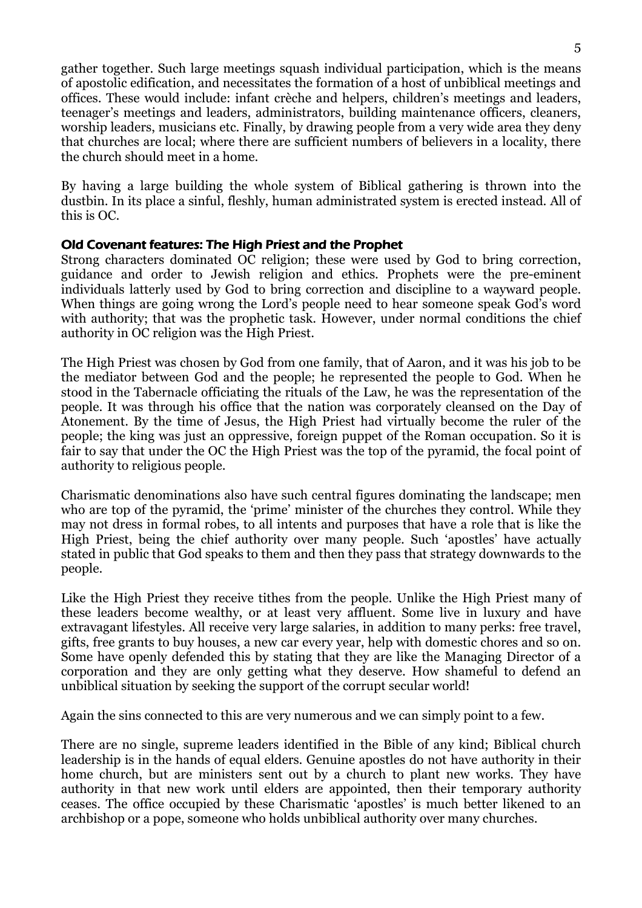gather together. Such large meetings squash individual participation, which is the means of apostolic edification, and necessitates the formation of a host of unbiblical meetings and offices. These would include: infant crèche and helpers, children's meetings and leaders, teenager's meetings and leaders, administrators, building maintenance officers, cleaners, worship leaders, musicians etc. Finally, by drawing people from a very wide area they deny that churches are local; where there are sufficient numbers of believers in a locality, there the church should meet in a home.

By having a large building the whole system of Biblical gathering is thrown into the dustbin. In its place a sinful, fleshly, human administrated system is erected instead. All of this is OC.

### Old Covenant features: The High Priest and the Prophet

Strong characters dominated OC religion; these were used by God to bring correction, guidance and order to Jewish religion and ethics. Prophets were the pre-eminent individuals latterly used by God to bring correction and discipline to a wayward people. When things are going wrong the Lord's people need to hear someone speak God's word with authority; that was the prophetic task. However, under normal conditions the chief authority in OC religion was the High Priest.

The High Priest was chosen by God from one family, that of Aaron, and it was his job to be the mediator between God and the people; he represented the people to God. When he stood in the Tabernacle officiating the rituals of the Law, he was the representation of the people. It was through his office that the nation was corporately cleansed on the Day of Atonement. By the time of Jesus, the High Priest had virtually become the ruler of the people; the king was just an oppressive, foreign puppet of the Roman occupation. So it is fair to say that under the OC the High Priest was the top of the pyramid, the focal point of authority to religious people.

Charismatic denominations also have such central figures dominating the landscape; men who are top of the pyramid, the 'prime' minister of the churches they control. While they may not dress in formal robes, to all intents and purposes that have a role that is like the High Priest, being the chief authority over many people. Such 'apostles' have actually stated in public that God speaks to them and then they pass that strategy downwards to the people.

Like the High Priest they receive tithes from the people. Unlike the High Priest many of these leaders become wealthy, or at least very affluent. Some live in luxury and have extravagant lifestyles. All receive very large salaries, in addition to many perks: free travel, gifts, free grants to buy houses, a new car every year, help with domestic chores and so on. Some have openly defended this by stating that they are like the Managing Director of a corporation and they are only getting what they deserve. How shameful to defend an unbiblical situation by seeking the support of the corrupt secular world!

Again the sins connected to this are very numerous and we can simply point to a few.

There are no single, supreme leaders identified in the Bible of any kind; Biblical church leadership is in the hands of equal elders. Genuine apostles do not have authority in their home church, but are ministers sent out by a church to plant new works. They have authority in that new work until elders are appointed, then their temporary authority ceases. The office occupied by these Charismatic 'apostles' is much better likened to an archbishop or a pope, someone who holds unbiblical authority over many churches.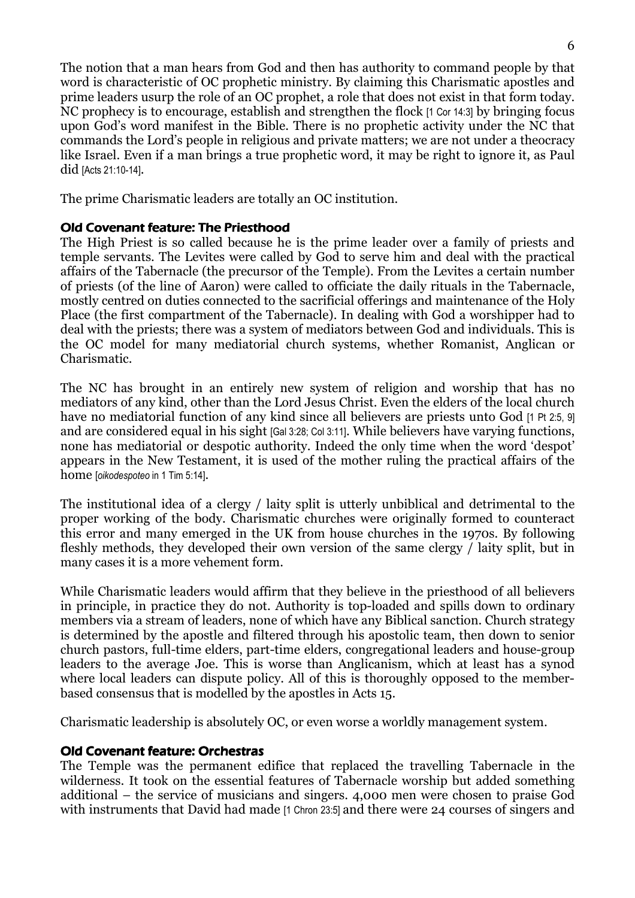The notion that a man hears from God and then has authority to command people by that word is characteristic of OC prophetic ministry. By claiming this Charismatic apostles and prime leaders usurp the role of an OC prophet, a role that does not exist in that form today. NC prophecy is to encourage, establish and strengthen the flock [1 Cor 14:3] by bringing focus upon God's word manifest in the Bible. There is no prophetic activity under the NC that commands the Lord's people in religious and private matters; we are not under a theocracy like Israel. Even if a man brings a true prophetic word, it may be right to ignore it, as Paul did [Acts 21:10-14].

The prime Charismatic leaders are totally an OC institution.

### Old Covenant feature: The Priesthood

The High Priest is so called because he is the prime leader over a family of priests and temple servants. The Levites were called by God to serve him and deal with the practical affairs of the Tabernacle (the precursor of the Temple). From the Levites a certain number of priests (of the line of Aaron) were called to officiate the daily rituals in the Tabernacle, mostly centred on duties connected to the sacrificial offerings and maintenance of the Holy Place (the first compartment of the Tabernacle). In dealing with God a worshipper had to deal with the priests; there was a system of mediators between God and individuals. This is the OC model for many mediatorial church systems, whether Romanist, Anglican or Charismatic.

The NC has brought in an entirely new system of religion and worship that has no mediators of any kind, other than the Lord Jesus Christ. Even the elders of the local church have no mediatorial function of any kind since all believers are priests unto God [1 Pt 2:5, 9] and are considered equal in his sight [Gal 3:28; Col 3:11]. While believers have varying functions, none has mediatorial or despotic authority. Indeed the only time when the word 'despot' appears in the New Testament, it is used of the mother ruling the practical affairs of the home [*oikodespoteo* in 1 Tim 5:14].

The institutional idea of a clergy / laity split is utterly unbiblical and detrimental to the proper working of the body. Charismatic churches were originally formed to counteract this error and many emerged in the UK from house churches in the 1970s. By following fleshly methods, they developed their own version of the same clergy / laity split, but in many cases it is a more vehement form.

While Charismatic leaders would affirm that they believe in the priesthood of all believers in principle, in practice they do not. Authority is top-loaded and spills down to ordinary members via a stream of leaders, none of which have any Biblical sanction. Church strategy is determined by the apostle and filtered through his apostolic team, then down to senior church pastors, full-time elders, part-time elders, congregational leaders and house-group leaders to the average Joe. This is worse than Anglicanism, which at least has a synod where local leaders can dispute policy. All of this is thoroughly opposed to the member-based consensus that is modelled by the apostles in Acts 15.

Charismatic leadership is absolutely OC, or even worse a worldly management system.

### Old Covenant feature: Orchestras

The Temple was the permanent edifice that replaced the travelling Tabernacle in the wilderness. It took on the essential features of Tabernacle worship but added something additional – the service of musicians and singers. 4,000 men were chosen to praise God with instruments that David had made [1 Chron 23:5] and there were 24 courses of singers and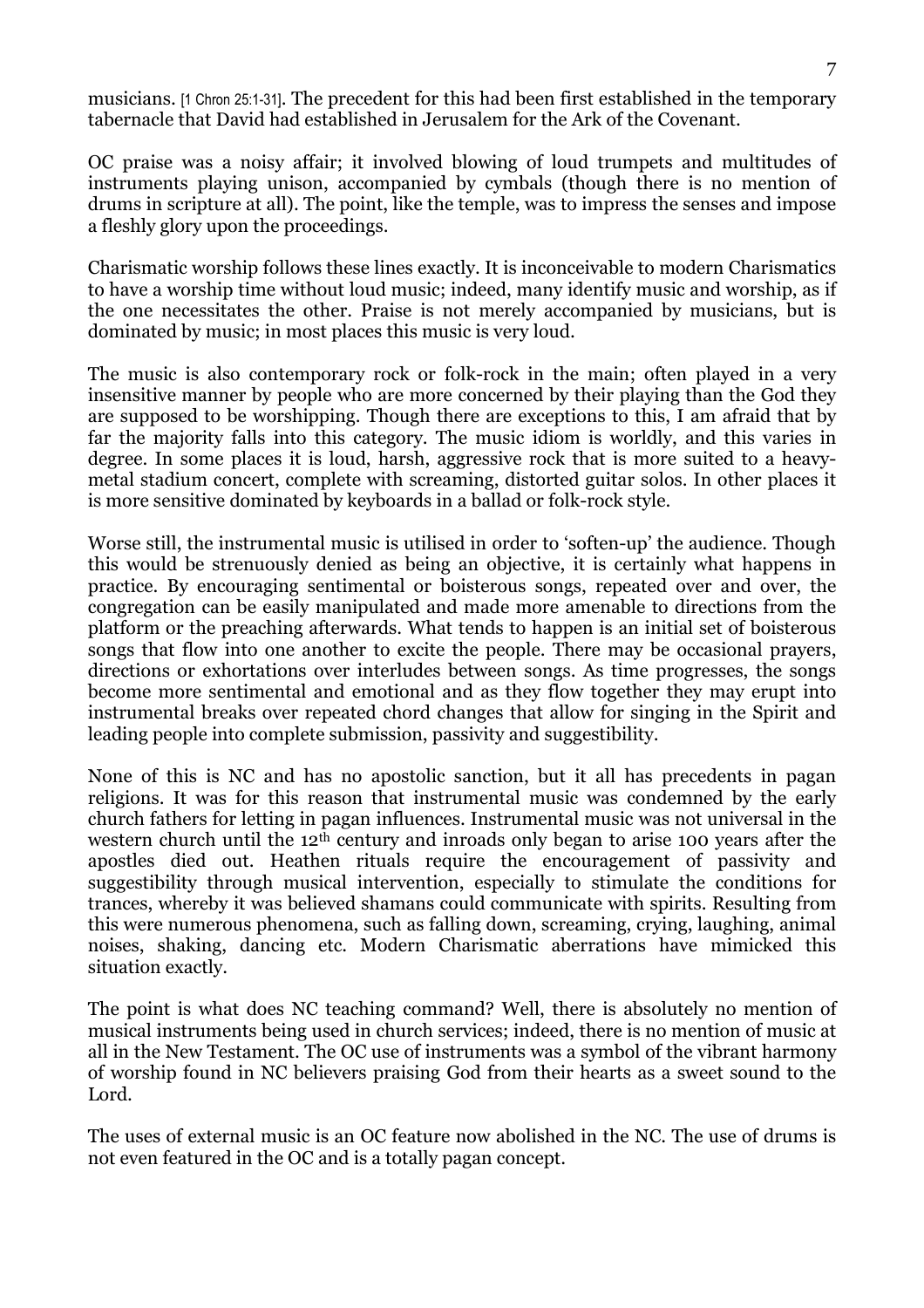musicians. [1 Chron 25:1-31]. The precedent for this had been first established in the temporary tabernacle that David had established in Jerusalem for the Ark of the Covenant.

OC praise was a noisy affair; it involved blowing of loud trumpets and multitudes of instruments playing unison, accompanied by cymbals (though there is no mention of drums in scripture at all). The point, like the temple, was to impress the senses and impose a fleshly glory upon the proceedings.

Charismatic worship follows these lines exactly. It is inconceivable to modern Charismatics to have a worship time without loud music; indeed, many identify music and worship, as if the one necessitates the other. Praise is not merely accompanied by musicians, but is dominated by music; in most places this music is very loud.

The music is also contemporary rock or folk-rock in the main; often played in a very insensitive manner by people who are more concerned by their playing than the God they are supposed to be worshipping. Though there are exceptions to this, I am afraid that by far the majority falls into this category. The music idiom is worldly, and this varies in degree. In some places it is loud, harsh, aggressive rock that is more suited to a heavy-metal stadium concert, complete with screaming, distorted guitar solos. In other places it is more sensitive dominated by keyboards in a ballad or folk-rock style.

Worse still, the instrumental music is utilised in order to 'soften-up' the audience. Though this would be strenuously denied as being an objective, it is certainly what happens in practice. By encouraging sentimental or boisterous songs, repeated over and over, the congregation can be easily manipulated and made more amenable to directions from the platform or the preaching afterwards. What tends to happen is an initial set of boisterous songs that flow into one another to excite the people. There may be occasional prayers, directions or exhortations over interludes between songs. As time progresses, the songs become more sentimental and emotional and as they flow together they may erupt into instrumental breaks over repeated chord changes that allow for singing in the Spirit and leading people into complete submission, passivity and suggestibility.

None of this is NC and has no apostolic sanction, but it all has precedents in pagan religions. It was for this reason that instrumental music was condemned by the early church fathers for letting in pagan influences. Instrumental music was not universal in the western church until the 12th century and inroads only began to arise 100 years after the apostles died out. Heathen rituals require the encouragement of passivity and suggestibility through musical intervention, especially to stimulate the conditions for trances, whereby it was believed shamans could communicate with spirits. Resulting from this were numerous phenomena, such as falling down, screaming, crying, laughing, animal noises, shaking, dancing etc. Modern Charismatic aberrations have mimicked this situation exactly.

The point is what does NC teaching command? Well, there is absolutely no mention of musical instruments being used in church services; indeed, there is no mention of music at all in the New Testament. The OC use of instruments was a symbol of the vibrant harmony of worship found in NC believers praising God from their hearts as a sweet sound to the Lord.

The uses of external music is an OC feature now abolished in the NC. The use of drums is not even featured in the OC and is a totally pagan concept.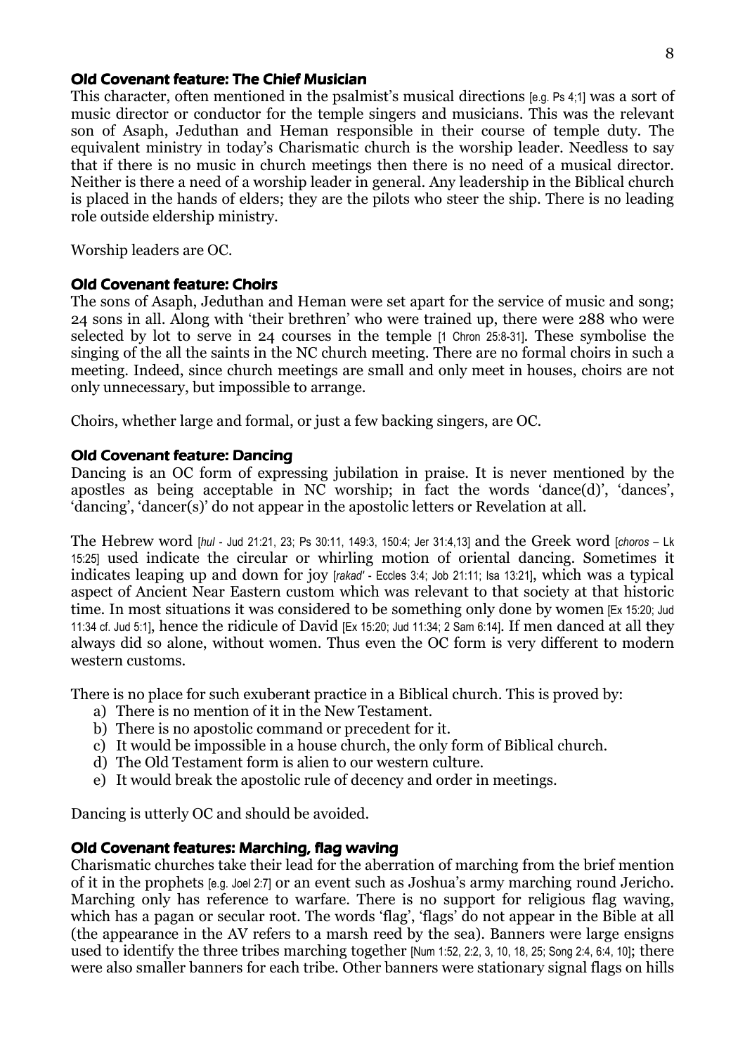### Old Covenant feature: The Chief Musician

This character, often mentioned in the psalmist's musical directions [e.g. Ps 4;1] was a sort of music director or conductor for the temple singers and musicians. This was the relevant son of Asaph, Jeduthan and Heman responsible in their course of temple duty. The equivalent ministry in today's Charismatic church is the worship leader. Needless to say that if there is no music in church meetings then there is no need of a musical director. Neither is there a need of a worship leader in general. Any leadership in the Biblical church is placed in the hands of elders; they are the pilots who steer the ship. There is no leading role outside eldership ministry.

Worship leaders are OC.

### Old Covenant feature: Choirs

The sons of Asaph, Jeduthan and Heman were set apart for the service of music and song; 24 sons in all. Along with 'their brethren' who were trained up, there were 288 who were selected by lot to serve in 24 courses in the temple [1 Chron 25:8-31]. These symbolise the singing of the all the saints in the NC church meeting. There are no formal choirs in such a meeting. Indeed, since church meetings are small and only meet in houses, choirs are not only unnecessary, but impossible to arrange.

Choirs, whether large and formal, or just a few backing singers, are OC.

### Old Covenant feature: Dancing

Dancing is an OC form of expressing jubilation in praise. It is never mentioned by the apostles as being acceptable in NC worship; in fact the words 'dance(d)', 'dances', 'dancing', 'dancer(s)' do not appear in the apostolic letters or Revelation at all.

The Hebrew word [*hul* - Jud 21:21, 23; Ps 30:11, 149:3, 150:4; Jer 31:4,13] and the Greek word [*choros* – Lk 15:25] used indicate the circular or whirling motion of oriental dancing. Sometimes it indicates leaping up and down for joy [*rakad'* - Eccles 3:4; Job 21:11; Isa 13:21], which was a typical aspect of Ancient Near Eastern custom which was relevant to that society at that historic time. In most situations it was considered to be something only done by women [Ex 15:20; Jud 11:34 cf. Jud 5:1], hence the ridicule of David [Ex 15:20; Jud 11:34; 2 Sam 6:14]. If men danced at all they always did so alone, without women. Thus even the OC form is very different to modern western customs.

There is no place for such exuberant practice in a Biblical church. This is proved by:

a) There is no mention of it in the New Testament.
b) There is no apostolic command or precedent for it.
c) It would be impossible in a house church, the only form of Biblical church.
d) The Old Testament form is alien to our western culture.
e) It would break the apostolic rule of decency and order in meetings.

Dancing is utterly OC and should be avoided.

### Old Covenant features: Marching, flag waving

Charismatic churches take their lead for the aberration of marching from the brief mention of it in the prophets [e.g. Joel 2:7] or an event such as Joshua's army marching round Jericho. Marching only has reference to warfare. There is no support for religious flag waving, which has a pagan or secular root. The words 'flag', 'flags' do not appear in the Bible at all (the appearance in the AV refers to a marsh reed by the sea). Banners were large ensigns used to identify the three tribes marching together [Num 1:52, 2:2, 3, 10, 18, 25; Song 2:4, 6:4, 10]; there were also smaller banners for each tribe. Other banners were stationary signal flags on hills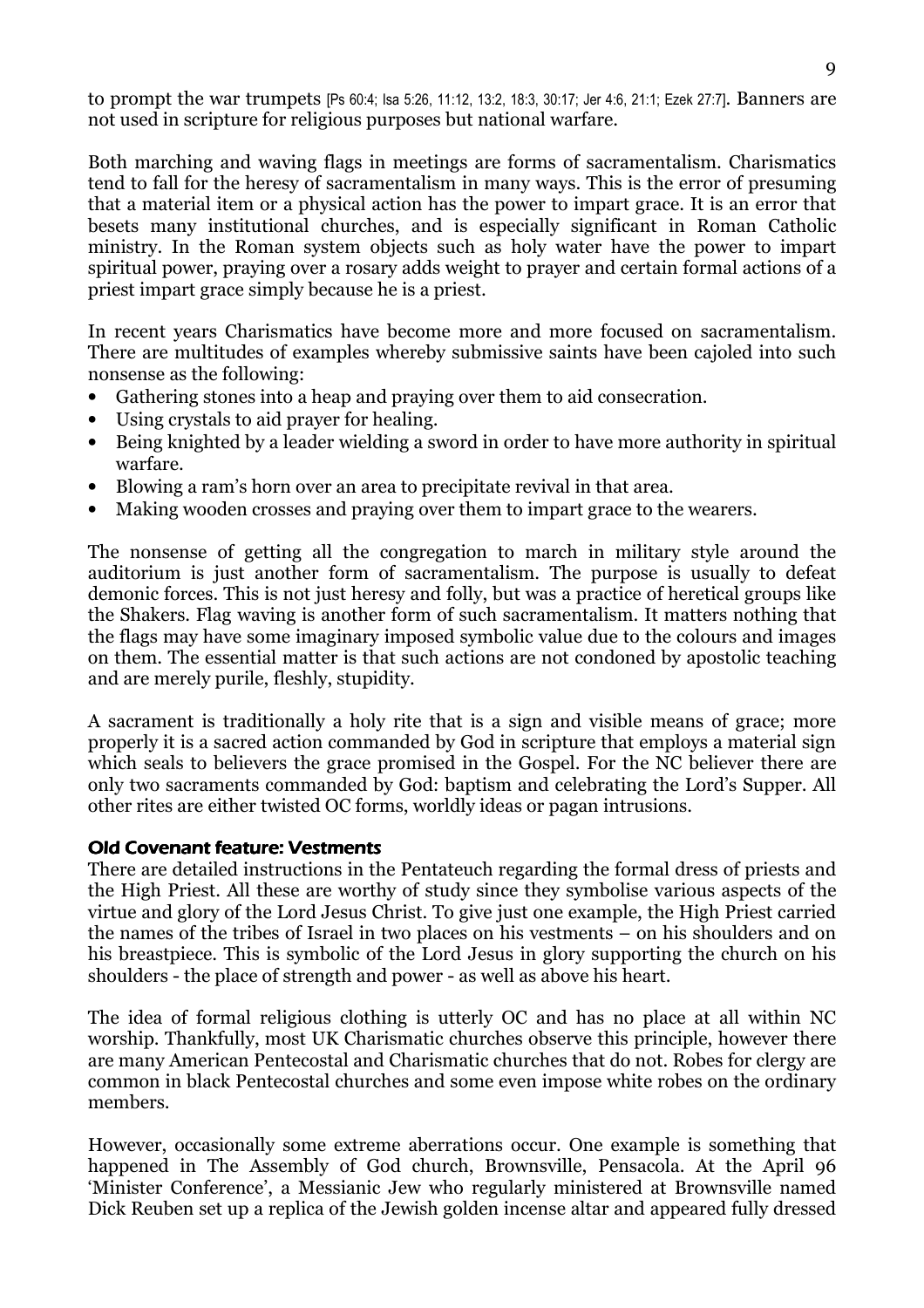to prompt the war trumpets [Ps 60:4; Isa 5:26, 11:12, 13:2, 18:3, 30:17; Jer 4:6, 21:1; Ezek 27:7]. Banners are not used in scripture for religious purposes but national warfare.

Both marching and waving flags in meetings are forms of sacramentalism. Charismatics tend to fall for the heresy of sacramentalism in many ways. This is the error of presuming that a material item or a physical action has the power to impart grace. It is an error that besets many institutional churches, and is especially significant in Roman Catholic ministry. In the Roman system objects such as holy water have the power to impart spiritual power, praying over a rosary adds weight to prayer and certain formal actions of a priest impart grace simply because he is a priest.

In recent years Charismatics have become more and more focused on sacramentalism. There are multitudes of examples whereby submissive saints have been cajoled into such nonsense as the following:

- Gathering stones into a heap and praying over them to aid consecration.
- Using crystals to aid prayer for healing.
- Being knighted by a leader wielding a sword in order to have more authority in spiritual warfare.
- Blowing a ram's horn over an area to precipitate revival in that area.
- Making wooden crosses and praying over them to impart grace to the wearers.

The nonsense of getting all the congregation to march in military style around the auditorium is just another form of sacramentalism. The purpose is usually to defeat demonic forces. This is not just heresy and folly, but was a practice of heretical groups like the Shakers. Flag waving is another form of such sacramentalism. It matters nothing that the flags may have some imaginary imposed symbolic value due to the colours and images on them. The essential matter is that such actions are not condoned by apostolic teaching and are merely purile, fleshly, stupidity.

A sacrament is traditionally a holy rite that is a sign and visible means of grace; more properly it is a sacred action commanded by God in scripture that employs a material sign which seals to believers the grace promised in the Gospel. For the NC believer there are only two sacraments commanded by God: baptism and celebrating the Lord's Supper. All other rites are either twisted OC forms, worldly ideas or pagan intrusions.

### Old Covenant feature: Vestments

There are detailed instructions in the Pentateuch regarding the formal dress of priests and the High Priest. All these are worthy of study since they symbolise various aspects of the virtue and glory of the Lord Jesus Christ. To give just one example, the High Priest carried the names of the tribes of Israel in two places on his vestments – on his shoulders and on his breastpiece. This is symbolic of the Lord Jesus in glory supporting the church on his shoulders - the place of strength and power - as well as above his heart.

The idea of formal religious clothing is utterly OC and has no place at all within NC worship. Thankfully, most UK Charismatic churches observe this principle, however there are many American Pentecostal and Charismatic churches that do not. Robes for clergy are common in black Pentecostal churches and some even impose white robes on the ordinary members.

However, occasionally some extreme aberrations occur. One example is something that happened in The Assembly of God church, Brownsville, Pensacola. At the April 96 'Minister Conference', a Messianic Jew who regularly ministered at Brownsville named Dick Reuben set up a replica of the Jewish golden incense altar and appeared fully dressed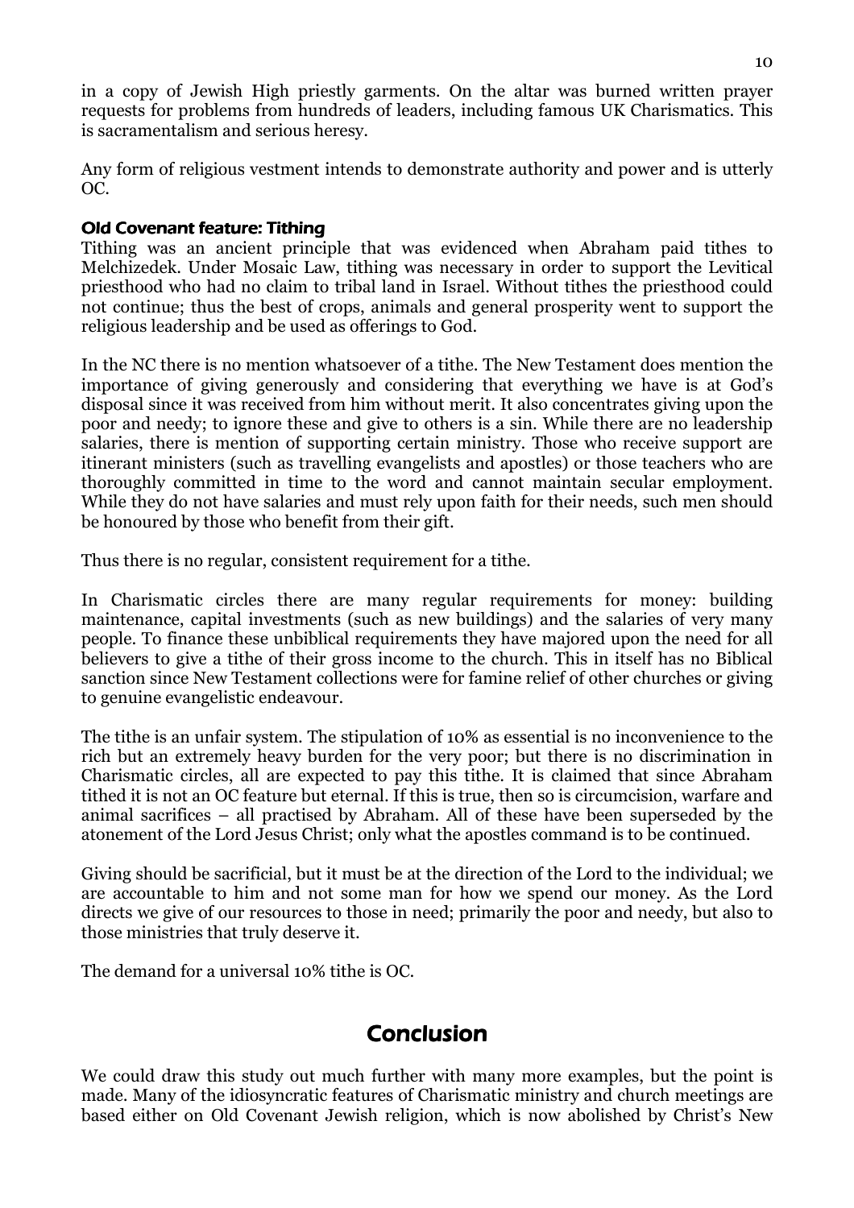in a copy of Jewish High priestly garments. On the altar was burned written prayer requests for problems from hundreds of leaders, including famous UK Charismatics. This is sacramentalism and serious heresy.

Any form of religious vestment intends to demonstrate authority and power and is utterly OC.

### Old Covenant feature: Tithing

Tithing was an ancient principle that was evidenced when Abraham paid tithes to Melchizedek. Under Mosaic Law, tithing was necessary in order to support the Levitical priesthood who had no claim to tribal land in Israel. Without tithes the priesthood could not continue; thus the best of crops, animals and general prosperity went to support the religious leadership and be used as offerings to God.

In the NC there is no mention whatsoever of a tithe. The New Testament does mention the importance of giving generously and considering that everything we have is at God's disposal since it was received from him without merit. It also concentrates giving upon the poor and needy; to ignore these and give to others is a sin. While there are no leadership salaries, there is mention of supporting certain ministry. Those who receive support are itinerant ministers (such as travelling evangelists and apostles) or those teachers who are thoroughly committed in time to the word and cannot maintain secular employment. While they do not have salaries and must rely upon faith for their needs, such men should be honoured by those who benefit from their gift.

Thus there is no regular, consistent requirement for a tithe.

In Charismatic circles there are many regular requirements for money: building maintenance, capital investments (such as new buildings) and the salaries of very many people. To finance these unbiblical requirements they have majored upon the need for all believers to give a tithe of their gross income to the church. This in itself has no Biblical sanction since New Testament collections were for famine relief of other churches or giving to genuine evangelistic endeavour.

The tithe is an unfair system. The stipulation of 10% as essential is no inconvenience to the rich but an extremely heavy burden for the very poor; but there is no discrimination in Charismatic circles, all are expected to pay this tithe. It is claimed that since Abraham tithed it is not an OC feature but eternal. If this is true, then so is circumcision, warfare and animal sacrifices – all practised by Abraham. All of these have been superseded by the atonement of the Lord Jesus Christ; only what the apostles command is to be continued.

Giving should be sacrificial, but it must be at the direction of the Lord to the individual; we are accountable to him and not some man for how we spend our money. As the Lord directs we give of our resources to those in need; primarily the poor and needy, but also to those ministries that truly deserve it.

The demand for a universal 10% tithe is OC.

## Conclusion

We could draw this study out much further with many more examples, but the point is made. Many of the idiosyncratic features of Charismatic ministry and church meetings are based either on Old Covenant Jewish religion, which is now abolished by Christ's New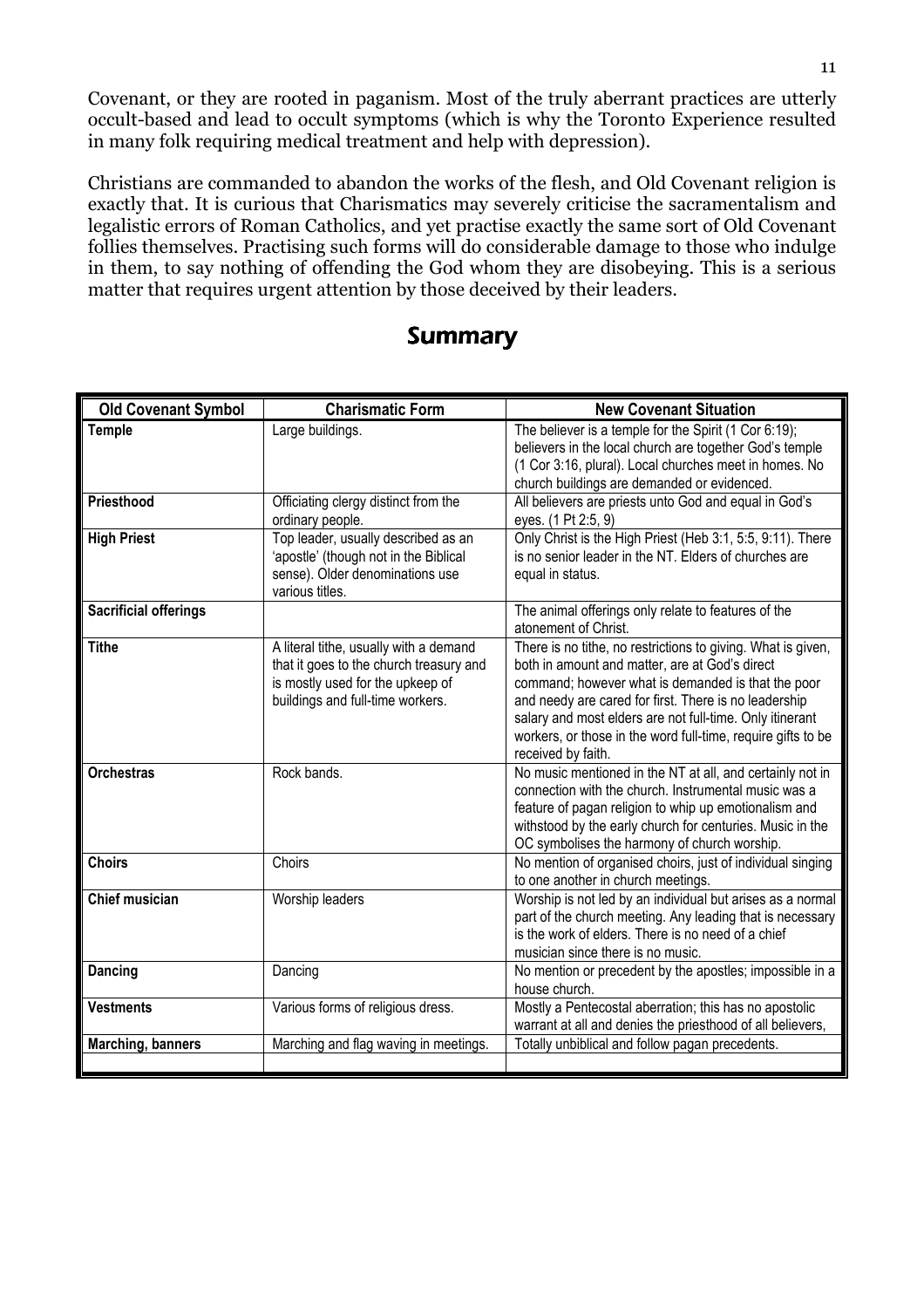Covenant, or they are rooted in paganism. Most of the truly aberrant practices are utterly occult-based and lead to occult symptoms (which is why the Toronto Experience resulted in many folk requiring medical treatment and help with depression).

Christians are commanded to abandon the works of the flesh, and Old Covenant religion is exactly that. It is curious that Charismatics may severely criticise the sacramentalism and legalistic errors of Roman Catholics, and yet practise exactly the same sort of Old Covenant follies themselves. Practising such forms will do considerable damage to those who indulge in them, to say nothing of offending the God whom they are disobeying. This is a serious matter that requires urgent attention by those deceived by their leaders.

## Summary

| Old Covenant Symbol | Charismatic Form | New Covenant Situation |
|---|---|---|
| **Temple** | Large buildings. | The believer is a temple for the Spirit (1 Cor 6:19); believers in the local church are together God's temple (1 Cor 3:16, plural). Local churches meet in homes. No church buildings are demanded or evidenced. |
| **Priesthood** | Officiating clergy distinct from the ordinary people. | All believers are priests unto God and equal in God's eyes. (1 Pt 2:5, 9) |
| **High Priest** | Top leader, usually described as an 'apostle' (though not in the Biblical sense). Older denominations use various titles. | Only Christ is the High Priest (Heb 3:1, 5:5, 9:11). There is no senior leader in the NT. Elders of churches are equal in status. |
| **Sacrificial offerings** | | The animal offerings only relate to features of the atonement of Christ. |
| **Tithe** | A literal tithe, usually with a demand that it goes to the church treasury and is mostly used for the upkeep of buildings and full-time workers. | There is no tithe, no restrictions to giving. What is given, both in amount and matter, are at God's direct command; however what is demanded is that the poor and needy are cared for first. There is no leadership salary and most elders are not full-time. Only itinerant workers, or those in the word full-time, require gifts to be received by faith. |
| **Orchestras** | Rock bands. | No music mentioned in the NT at all, and certainly not in connection with the church. Instrumental music was a feature of pagan religion to whip up emotionalism and withstood by the early church for centuries. Music in the OC symbolises the harmony of church worship. |
| **Choirs** | Choirs | No mention of organised choirs, just of individual singing to one another in church meetings. |
| **Chief musician** | Worship leaders | Worship is not led by an individual but arises as a normal part of the church meeting. Any leading that is necessary is the work of elders. There is no need of a chief musician since there is no music. |
| **Dancing** | Dancing | No mention or precedent by the apostles; impossible in a house church. |
| **Vestments** | Various forms of religious dress. | Mostly a Pentecostal aberration; this has no apostolic warrant at all and denies the priesthood of all believers, |
| **Marching, banners** | Marching and flag waving in meetings. | Totally unbiblical and follow pagan precedents. |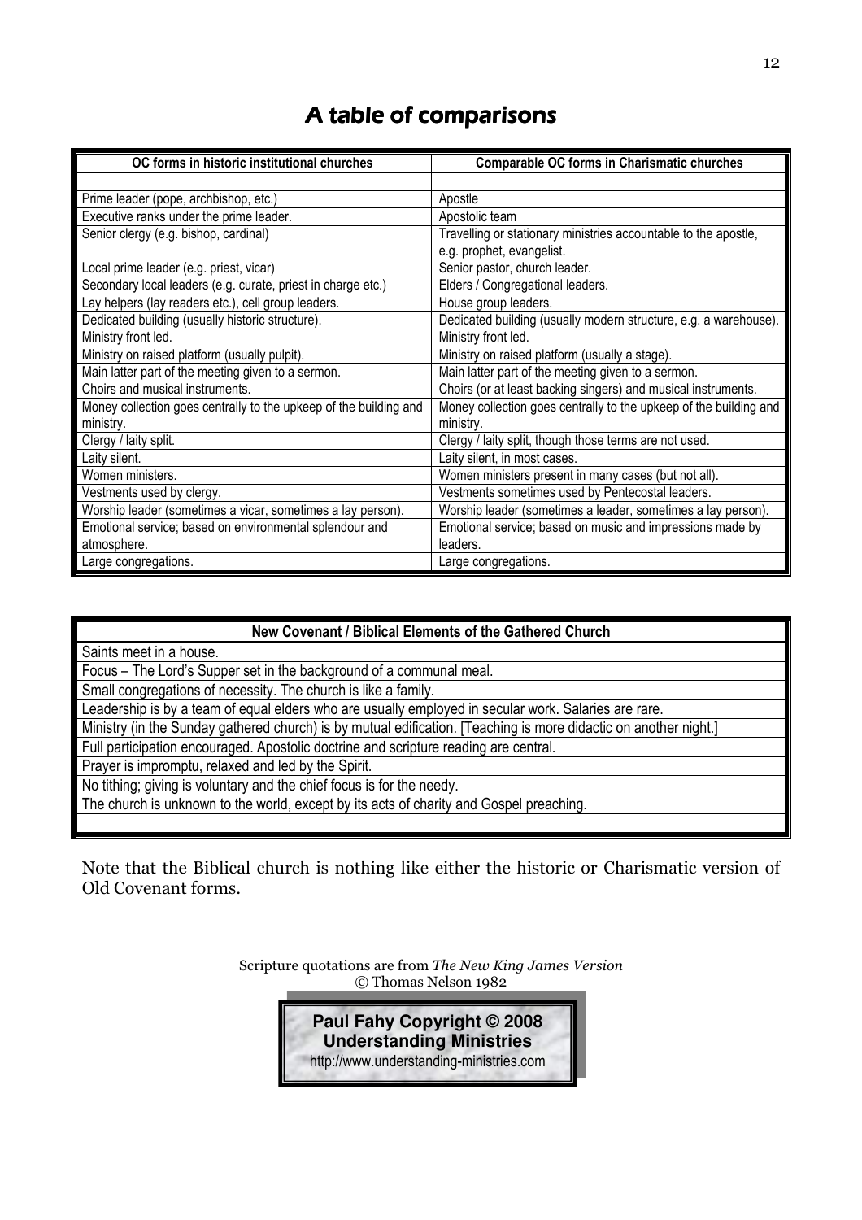# A table of comparisons

| OC forms in historic institutional churches | Comparable OC forms in Charismatic churches |
|---|---|
| | |
| Prime leader (pope, archbishop, etc.) | Apostle |
| Executive ranks under the prime leader. | Apostolic team |
| Senior clergy (e.g. bishop, cardinal) | Travelling or stationary ministries accountable to the apostle, e.g. prophet, evangelist. |
| Local prime leader (e.g. priest, vicar) | Senior pastor, church leader. |
| Secondary local leaders (e.g. curate, priest in charge etc.) | Elders / Congregational leaders. |
| Lay helpers (lay readers etc.), cell group leaders. | House group leaders. |
| Dedicated building (usually historic structure). | Dedicated building (usually modern structure, e.g. a warehouse). |
| Ministry front led. | Ministry front led. |
| Ministry on raised platform (usually pulpit). | Ministry on raised platform (usually a stage). |
| Main latter part of the meeting given to a sermon. | Main latter part of the meeting given to a sermon. |
| Choirs and musical instruments. | Choirs (or at least backing singers) and musical instruments. |
| Money collection goes centrally to the upkeep of the building and ministry. | Money collection goes centrally to the upkeep of the building and ministry. |
| Clergy / laity split. | Clergy / laity split, though those terms are not used. |
| Laity silent. | Laity silent, in most cases. |
| Women ministers. | Women ministers present in many cases (but not all). |
| Vestments used by clergy. | Vestments sometimes used by Pentecostal leaders. |
| Worship leader (sometimes a vicar, sometimes a lay person). | Worship leader (sometimes a leader, sometimes a lay person). |
| Emotional service; based on environmental splendour and atmosphere. | Emotional service; based on music and impressions made by leaders. |
| Large congregations. | Large congregations. |

| New Covenant / Biblical Elements of the Gathered Church |
|---|
| Saints meet in a house. |
| Focus – The Lord's Supper set in the background of a communal meal. |
| Small congregations of necessity. The church is like a family. |
| Leadership is by a team of equal elders who are usually employed in secular work. Salaries are rare. |
| Ministry (in the Sunday gathered church) is by mutual edification. [Teaching is more didactic on another night.] |
| Full participation encouraged. Apostolic doctrine and scripture reading are central. |
| Prayer is impromptu, relaxed and led by the Spirit. |
| No tithing; giving is voluntary and the chief focus is for the needy. |
| The church is unknown to the world, except by its acts of charity and Gospel preaching. |
| |

Note that the Biblical church is nothing like either the historic or Charismatic version of Old Covenant forms.

Scripture quotations are from *The New King James Version*
© Thomas Nelson 1982

**Paul Fahy Copyright © 2008**
**Understanding Ministries**
http://www.understanding-ministries.com